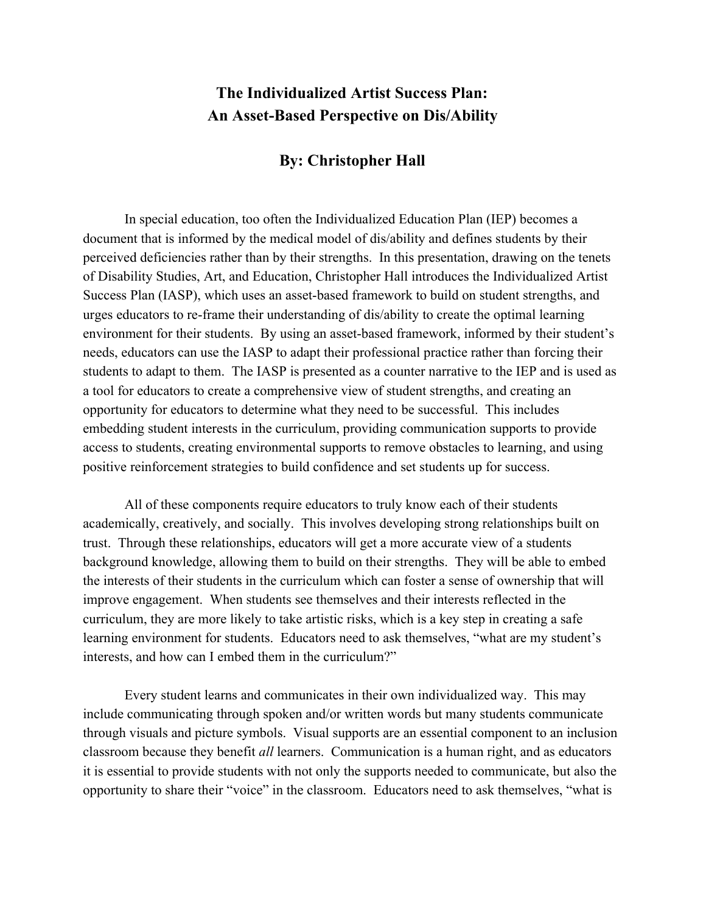# The Individualized Artist Success Plan: An Asset-Based Perspective on Dis/Ability

## By: Christopher Hall

In special education, too often the Individualized Education Plan (IEP) becomes a document that is informed by the medical model of dis/ability and defines students by their perceived deficiencies rather than by their strengths. In this presentation, drawing on the tenets of Disability Studies, Art, and Education, Christopher Hall introduces the Individualized Artist Success Plan (IASP), which uses an asset-based framework to build on student strengths, and urges educators to re-frame their understanding of dis/ability to create the optimal learning environment for their students. By using an asset-based framework, informed by their student's needs, educators can use the IASP to adapt their professional practice rather than forcing their students to adapt to them. The IASP is presented as a counter narrative to the IEP and is used as a tool for educators to create a comprehensive view of student strengths, and creating an opportunity for educators to determine what they need to be successful. This includes embedding student interests in the curriculum, providing communication supports to provide access to students, creating environmental supports to remove obstacles to learning, and using positive reinforcement strategies to build confidence and set students up for success.

All of these components require educators to truly know each of their students academically, creatively, and socially. This involves developing strong relationships built on trust. Through these relationships, educators will get a more accurate view of a students background knowledge, allowing them to build on their strengths. They will be able to embed the interests of their students in the curriculum which can foster a sense of ownership that will improve engagement. When students see themselves and their interests reflected in the curriculum, they are more likely to take artistic risks, which is a key step in creating a safe learning environment for students. Educators need to ask themselves, "what are my student's interests, and how can I embed them in the curriculum?"

Every student learns and communicates in their own individualized way. This may include communicating through spoken and/or written words but many students communicate through visuals and picture symbols. Visual supports are an essential component to an inclusion classroom because they benefit *all* learners. Communication is a human right, and as educators it is essential to provide students with not only the supports needed to communicate, but also the opportunity to share their "voice" in the classroom. Educators need to ask themselves, "what is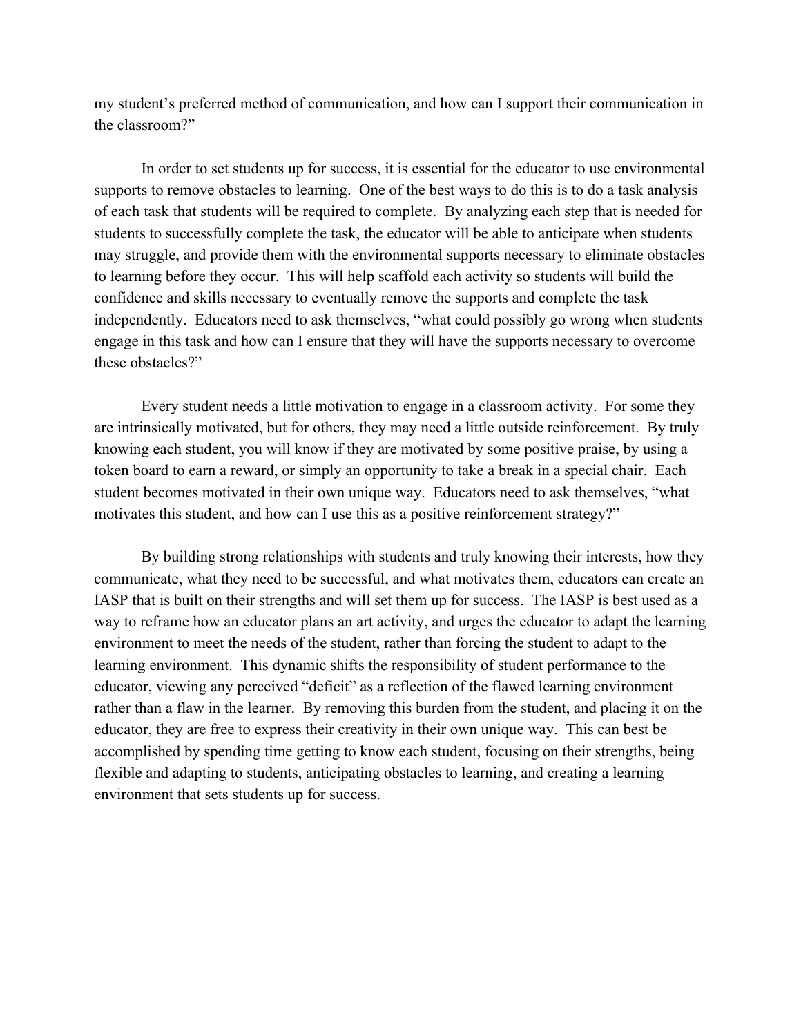my student's preferred method of communication, and how can I support their communication in the classroom?"

In order to set students up for success, it is essential for the educator to use environmental supports to remove obstacles to learning. One of the best ways to do this is to do a task analysis of each task that students will be required to complete. By analyzing each step that is needed for students to successfully complete the task, the educator will be able to anticipate when students may struggle, and provide them with the environmental supports necessary to eliminate obstacles to learning before they occur. This will help scaffold each activity so students will build the confidence and skills necessary to eventually remove the supports and complete the task independently. Educators need to ask themselves, "what could possibly go wrong when students engage in this task and how can I ensure that they will have the supports necessary to overcome these obstacles?"

Every student needs a little motivation to engage in a classroom activity. For some they are intrinsically motivated, but for others, they may need a little outside reinforcement. By truly knowing each student, you will know if they are motivated by some positive praise, by using a token board to earn a reward, or simply an opportunity to take a break in a special chair. Each student becomes motivated in their own unique way. Educators need to ask themselves, "what motivates this student, and how can I use this as a positive reinforcement strategy?"

By building strong relationships with students and truly knowing their interests, how they communicate, what they need to be successful, and what motivates them, educators can create an IASP that is built on their strengths and will set them up for success. The IASP is best used as a way to reframe how an educator plans an art activity, and urges the educator to adapt the learning environment to meet the needs of the student, rather than forcing the student to adapt to the learning environment. This dynamic shifts the responsibility of student performance to the educator, viewing any perceived "deficit" as a reflection of the flawed learning environment rather than a flaw in the learner. By removing this burden from the student, and placing it on the educator, they are free to express their creativity in their own unique way. This can best be accomplished by spending time getting to know each student, focusing on their strengths, being flexible and adapting to students, anticipating obstacles to learning, and creating a learning environment that sets students up for success.